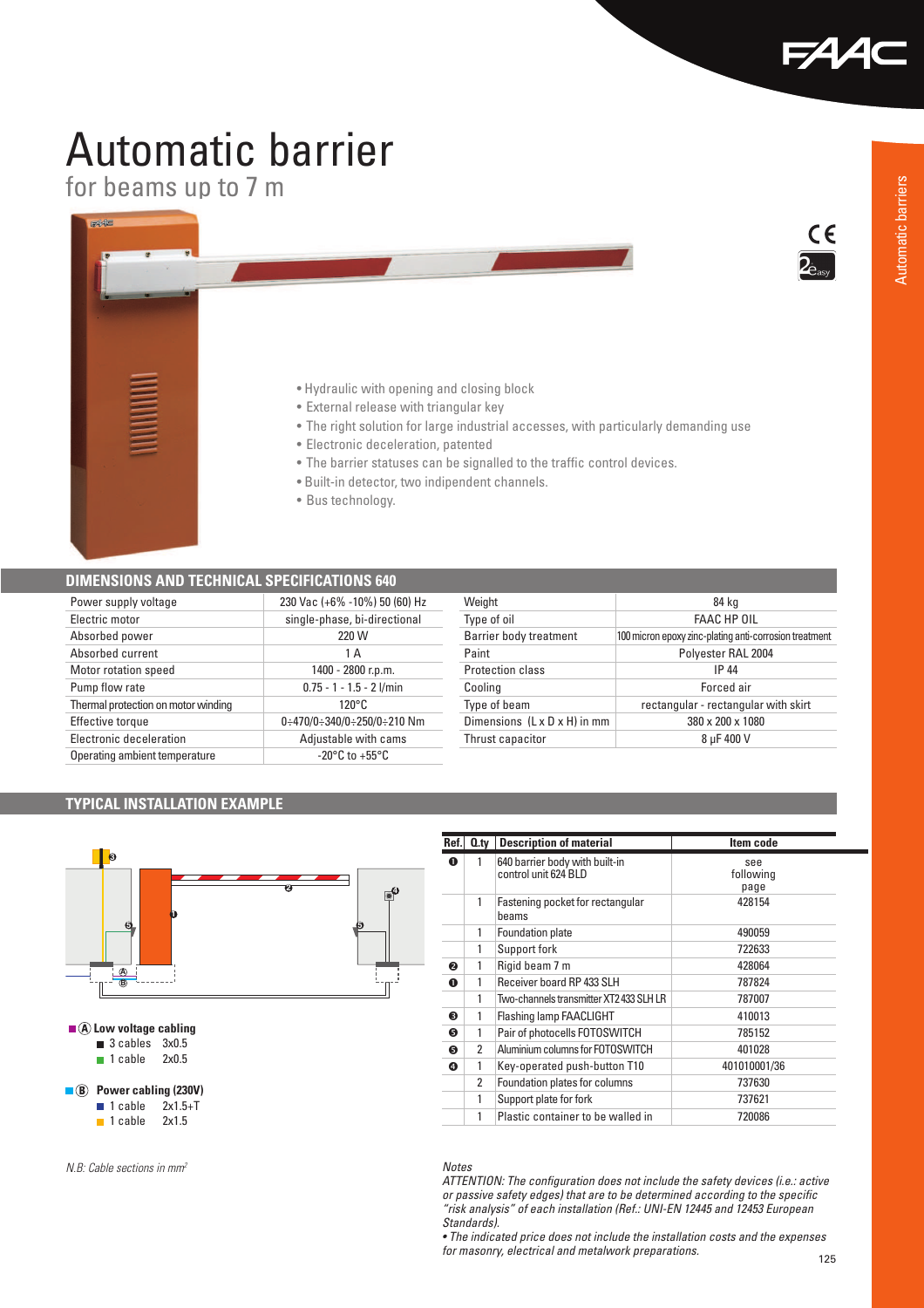# Automatic barrier

## for beams up to 7 m

- Hydraulic with opening and closing block
- External release with triangular key
- The right solution for large industrial accesses, with particularly demanding use
- Electronic deceleration, patented
- The barrier statuses can be signalled to the traffic control devices.
- Built-in detector, two indipendent channels.
- Bus technology.

## DIMENSIONS AND TECHNICAL SPECIFICATIONS 640

| | |
|---|---|
| Power supply voltage | 230 Vac (+6% -10%) 50 (60) Hz |
| Electric motor | single-phase, bi-directional |
| Absorbed power | 220 W |
| Absorbed current | 1 A |
| Motor rotation speed | 1400 - 2800 r.p.m. |
| Pump flow rate | 0.75 - 1 - 1.5 - 2 l/min |
| Thermal protection on motor winding | 120°C |
| Effective torque | 0÷470/0÷340/0÷250/0÷210 Nm |
| Electronic deceleration | Adjustable with cams |
| Operating ambient temperature | -20°C to +55°C |

| | |
|---|---|
| Weight | 84 kg |
| Type of oil | FAAC HP OIL |
| Barrier body treatment | 100 micron epoxy zinc-plating anti-corrosion treatment |
| Paint | Polyester RAL 2004 |
| Protection class | IP 44 |
| Cooling | Forced air |
| Type of beam | rectangular - rectangular with skirt |
| Dimensions (L x D x H) in mm | 380 x 200 x 1080 |
| Thrust capacitor | 8 μF 400 V |

## TYPICAL INSTALLATION EXAMPLE

**Ⓐ Low voltage cabling**
- 3 cables 3x0.5
- 1 cable 2x0.5

**Ⓑ Power cabling (230V)**
- 1 cable 2x1.5+T
- 1 cable 2x1.5

*N.B: Cable sections in mm²*

| Ref. | Q.ty | Description of material | Item code |
|---|---|---|---|
| ❶ | 1 | 640 barrier body with built-in control unit 624 BLD | see following page |
| | 1 | Fastening pocket for rectangular beams | 428154 |
| | 1 | Foundation plate | 490059 |
| | 1 | Support fork | 722633 |
| ❷ | 1 | Rigid beam 7 m | 428064 |
| ❶ | 1 | Receiver board RP 433 SLH | 787824 |
| | 1 | Two-channels transmitter XT2 433 SLH LR | 787007 |
| ❸ | 1 | Flashing lamp FAACLIGHT | 410013 |
| ❺ | 1 | Pair of photocells FOTOSWITCH | 785152 |
| ❺ | 2 | Aluminium columns for FOTOSWITCH | 401028 |
| ❹ | 1 | Key-operated push-button T10 | 401010001/36 |
| | 2 | Foundation plates for columns | 737630 |
| | 1 | Support plate for fork | 737621 |
| | 1 | Plastic container to be walled in | 720086 |

*Notes*

*ATTENTION: The configuration does not include the safety devices (i.e.: active or passive safety edges) that are to be determined according to the specific "risk analysis" of each installation (Ref.: UNI-EN 12445 and 12453 European Standards).*

*• The indicated price does not include the installation costs and the expenses for masonry, electrical and metalwork preparations.*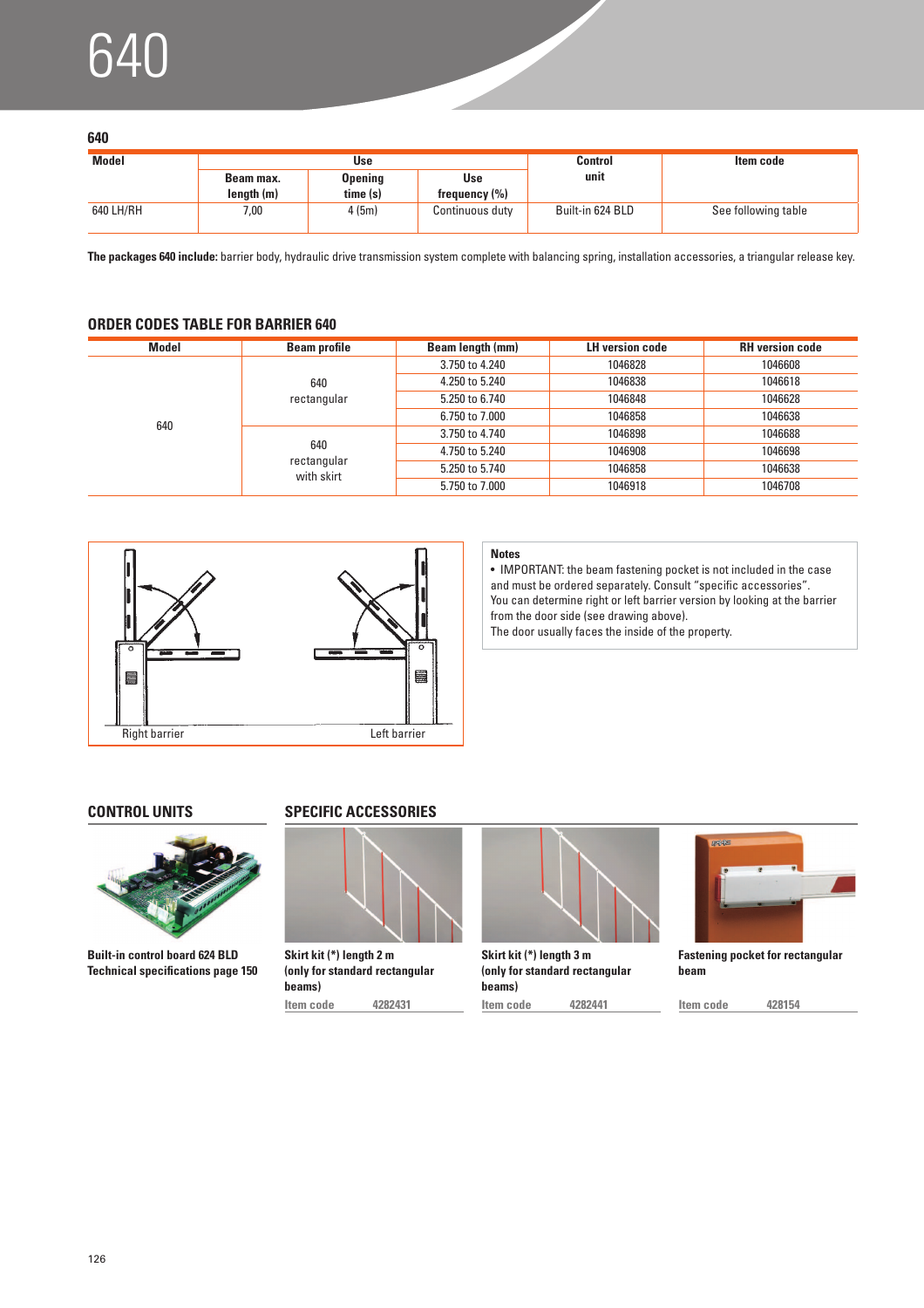# 640

### 640

| Model | Use | | | Control unit | Item code |
|---|---|---|---|---|---|
| | Beam max. length (m) | Opening time (s) | Use frequency (%) | | |
| 640 LH/RH | 7,00 | 4 (5m) | Continuous duty | Built-in 624 BLD | See following table |

**The packages 640 include:** barrier body, hydraulic drive transmission system complete with balancing spring, installation accessories, a triangular release key.

## ORDER CODES TABLE FOR BARRIER 640

| Model | Beam profile | Beam length (mm) | LH version code | RH version code |
|---|---|---|---|---|
| 640 | 640 rectangular | 3.750 to 4.240 | 1046828 | 1046608 |
| | | 4.250 to 5.240 | 1046838 | 1046618 |
| | | 5.250 to 6.740 | 1046848 | 1046628 |
| | | 6.750 to 7.000 | 1046858 | 1046638 |
| | 640 rectangular with skirt | 3.750 to 4.740 | 1046898 | 1046688 |
| | | 4.750 to 5.240 | 1046908 | 1046698 |
| | | 5.250 to 5.740 | 1046858 | 1046638 |
| | | 5.750 to 7.000 | 1046918 | 1046708 |

Right barrier    Left barrier

**Notes**

- IMPORTANT: the beam fastening pocket is not included in the case and must be ordered separately. Consult "specific accessories".

You can determine right or left barrier version by looking at the barrier from the door side (see drawing above).
The door usually faces the inside of the property.

## CONTROL UNITS

**Built-in control board 624 BLD**
**Technical specifications page 150**

## SPECIFIC ACCESSORIES

**Skirt kit (*) length 2 m (only for standard rectangular beams)**
Item code 4282431

**Skirt kit (*) length 3 m (only for standard rectangular beams)**
Item code 4282441

**Fastening pocket for rectangular beam**
Item code 428154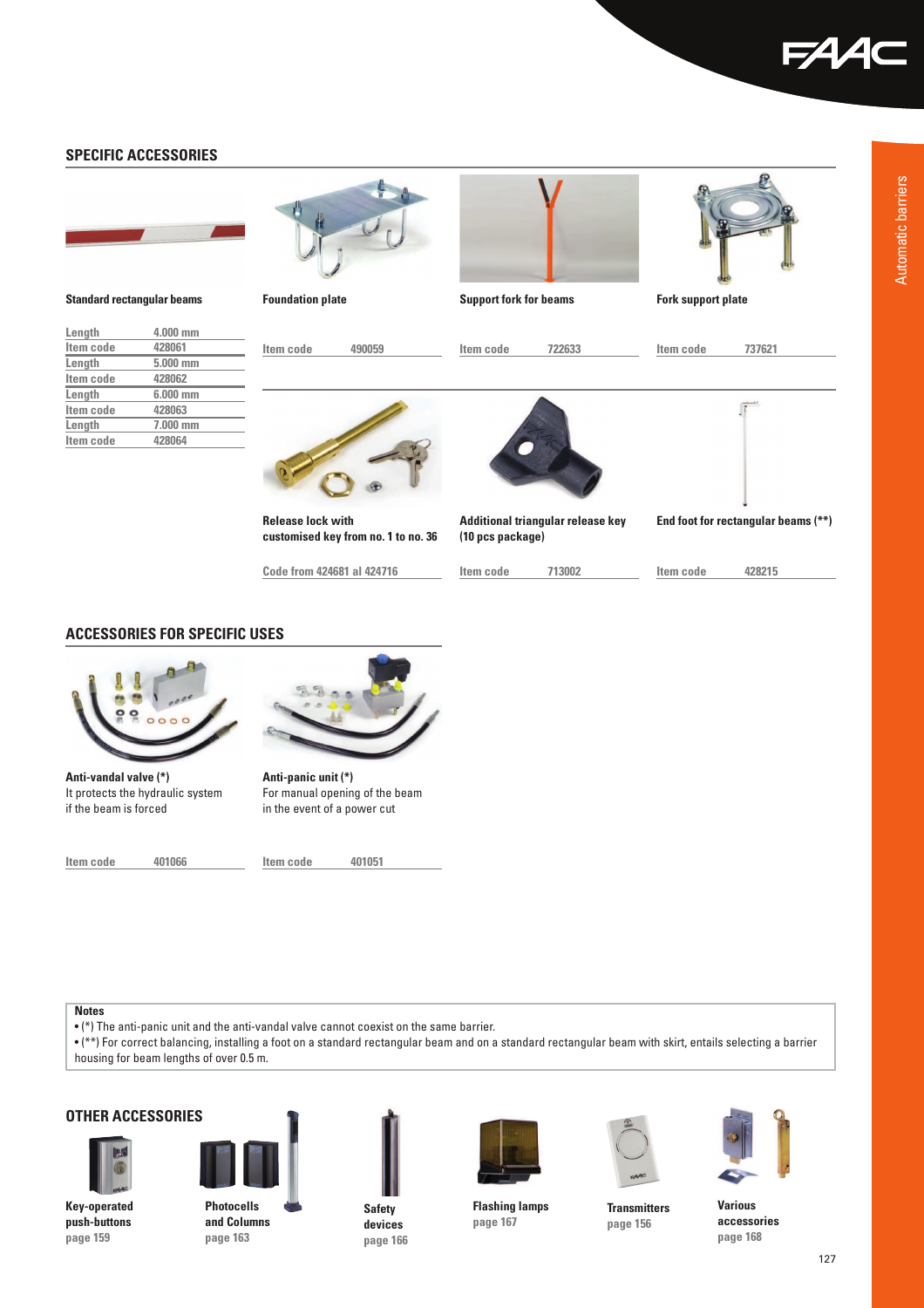## SPECIFIC ACCESSORIES

**Standard rectangular beams**

| | |
|---|---|
| Length | 4.000 mm |
| Item code | 428061 |
| Length | 5.000 mm |
| Item code | 428062 |
| Length | 6.000 mm |
| Item code | 428063 |
| Length | 7.000 mm |
| Item code | 428064 |

**Foundation plate**

Item code 490059

**Support fork for beams**

Item code 722633

**Fork support plate**

Item code 737621

**Release lock with customised key from no. 1 to no. 36**

Code from 424681 al 424716

**Additional triangular release key (10 pcs package)**

Item code 713002

**End foot for rectangular beams (**)**

Item code 428215

## ACCESSORIES FOR SPECIFIC USES

**Anti-vandal valve (*)**
It protects the hydraulic system if the beam is forced

Item code 401066

**Anti-panic unit (*)**
For manual opening of the beam in the event of a power cut

Item code 401051

**Notes**

- (*) The anti-panic unit and the anti-vandal valve cannot coexist on the same barrier.
- (**) For correct balancing, installing a foot on a standard rectangular beam and on a standard rectangular beam with skirt, entails selecting a barrier housing for beam lengths of over 0.5 m.

## OTHER ACCESSORIES

**Key-operated push-buttons**
page 159

**Photocells and Columns**
page 163

**Safety devices**
page 166

**Flashing lamps**
page 167

**Transmitters**
page 156

**Various accessories**
page 168